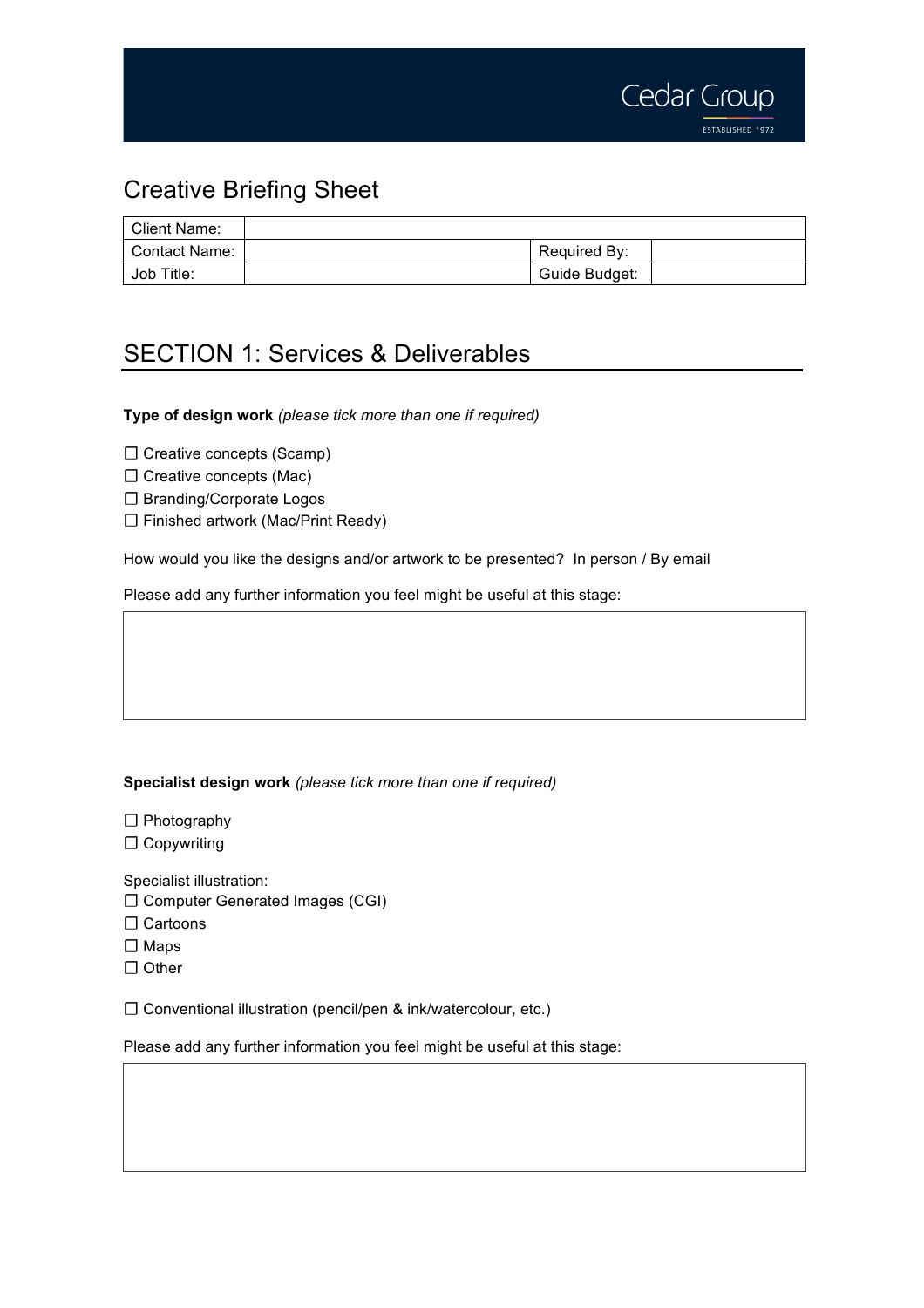Cedar Group
ESTABLISHED 1972

# Creative Briefing Sheet

| Client Name: | | | |
|---|---|---|---|
| Contact Name: | | Required By: | |
| Job Title: | | Guide Budget: | |

## SECTION 1: Services & Deliverables

**Type of design work** *(please tick more than one if required)*

☐ Creative concepts (Scamp)
☐ Creative concepts (Mac)
☐ Branding/Corporate Logos
☐ Finished artwork (Mac/Print Ready)

How would you like the designs and/or artwork to be presented? In person / By email

Please add any further information you feel might be useful at this stage:

| |
|---|
| |

**Specialist design work** *(please tick more than one if required)*

☐ Photography
☐ Copywriting

Specialist illustration:
☐ Computer Generated Images (CGI)
☐ Cartoons
☐ Maps
☐ Other

☐ Conventional illustration (pencil/pen & ink/watercolour, etc.)

Please add any further information you feel might be useful at this stage:

| |
|---|
| |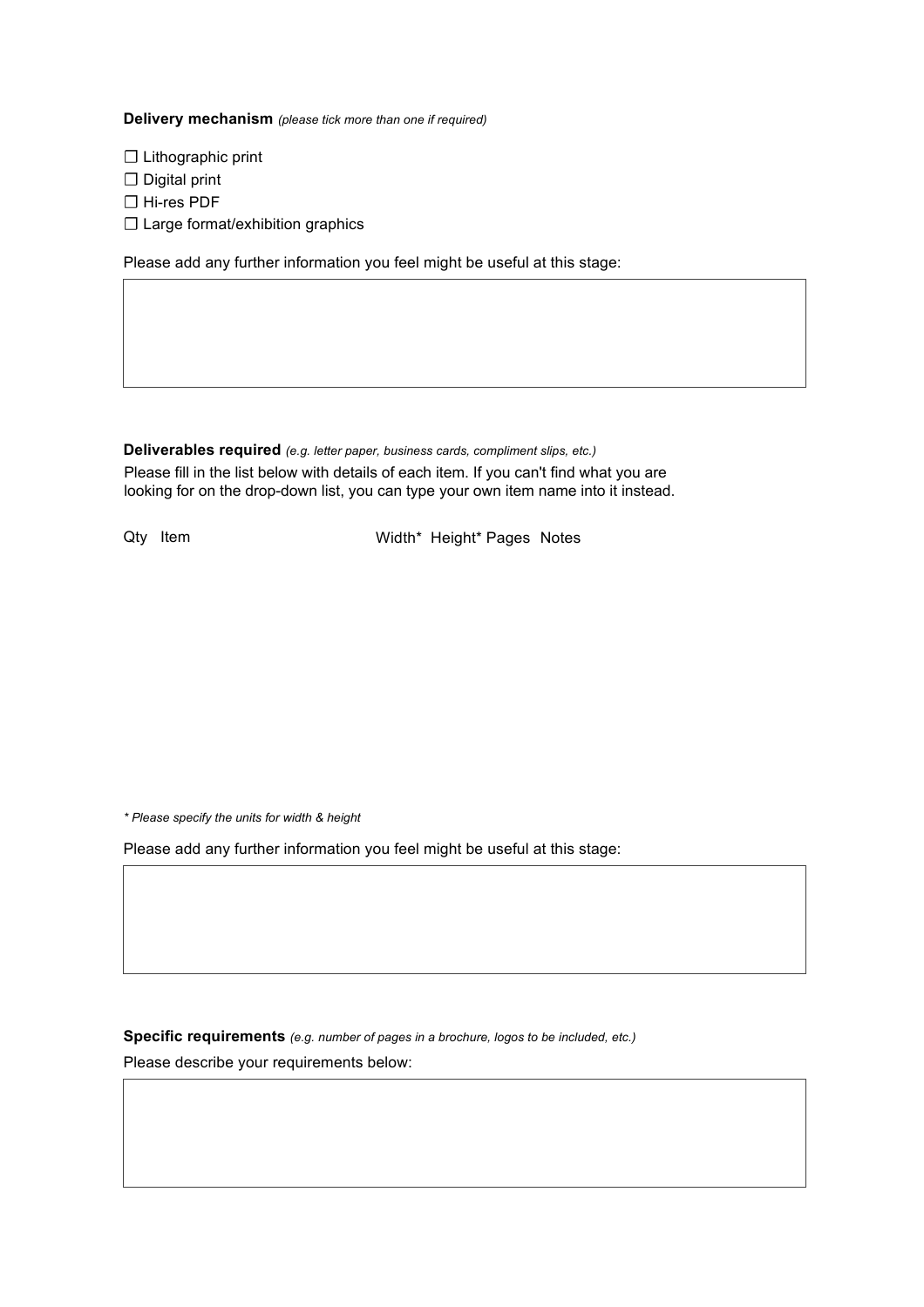**Delivery mechanism** *(please tick more than one if required)*

☐ Lithographic print
☐ Digital print
☐ Hi-res PDF
☐ Large format/exhibition graphics

Please add any further information you feel might be useful at this stage:

**Deliverables required** *(e.g. letter paper, business cards, compliment slips, etc.)*

Please fill in the list below with details of each item. If you can't find what you are looking for on the drop-down list, you can type your own item name into it instead.

| Qty | Item | Width* | Height* | Pages | Notes |
|---|---|---|---|---|---|

*\* Please specify the units for width & height*

Please add any further information you feel might be useful at this stage:

**Specific requirements** *(e.g. number of pages in a brochure, logos to be included, etc.)*

Please describe your requirements below: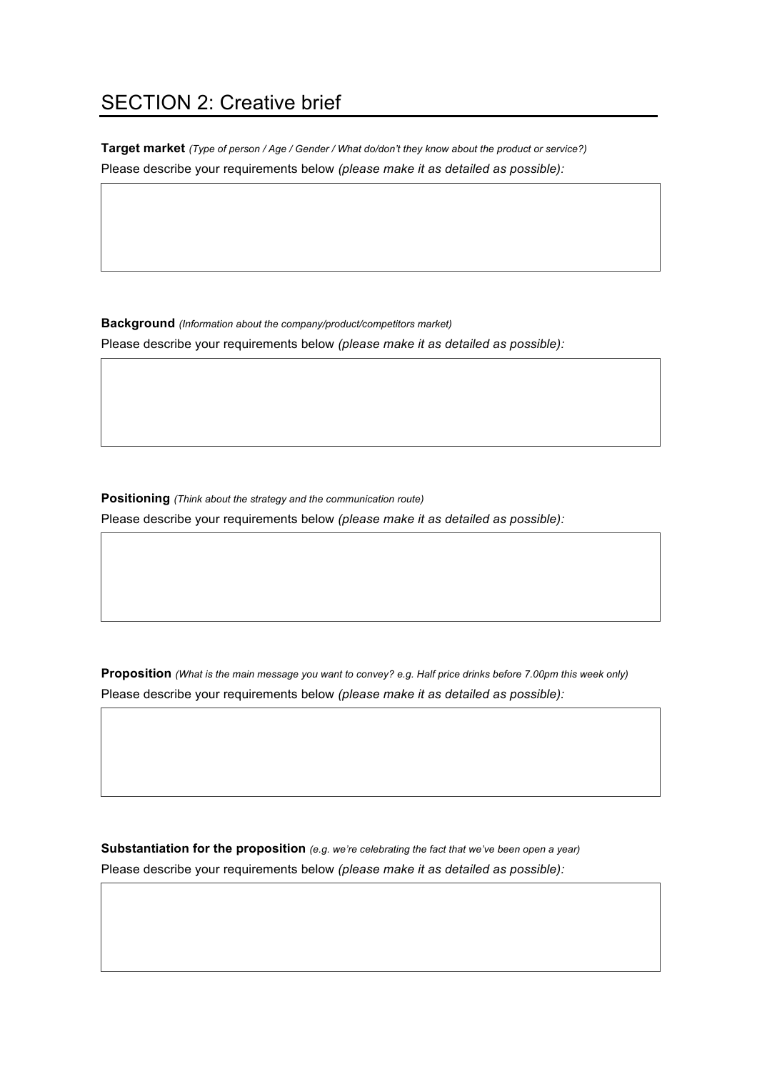## SECTION 2: Creative brief

**Target market** *(Type of person / Age / Gender / What do/don't they know about the product or service?)*

Please describe your requirements below *(please make it as detailed as possible):*

**Background** *(Information about the company/product/competitors market)*

Please describe your requirements below *(please make it as detailed as possible):*

**Positioning** *(Think about the strategy and the communication route)*

Please describe your requirements below *(please make it as detailed as possible):*

**Proposition** *(What is the main message you want to convey? e.g. Half price drinks before 7.00pm this week only)*

Please describe your requirements below *(please make it as detailed as possible):*

**Substantiation for the proposition** *(e.g. we're celebrating the fact that we've been open a year)*

Please describe your requirements below *(please make it as detailed as possible):*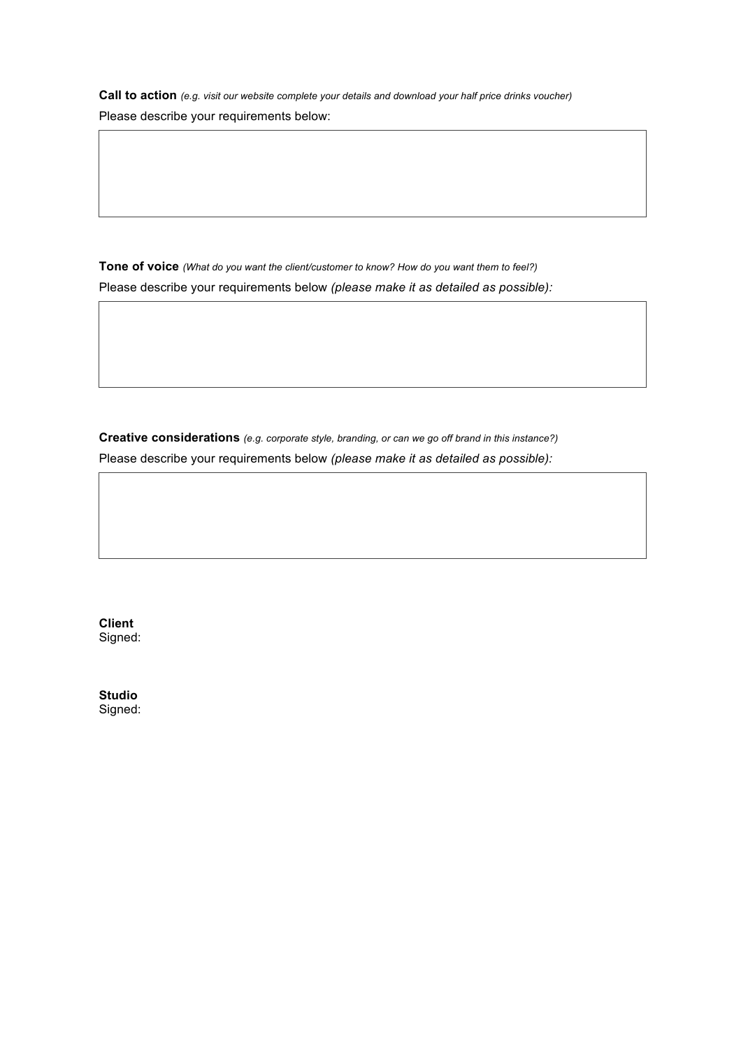**Call to action** *(e.g. visit our website complete your details and download your half price drinks voucher)*

Please describe your requirements below:

**Tone of voice** *(What do you want the client/customer to know? How do you want them to feel?)*

Please describe your requirements below *(please make it as detailed as possible):*

**Creative considerations** *(e.g. corporate style, branding, or can we go off brand in this instance?)*

Please describe your requirements below *(please make it as detailed as possible):*

**Client**
Signed:

**Studio**
Signed: